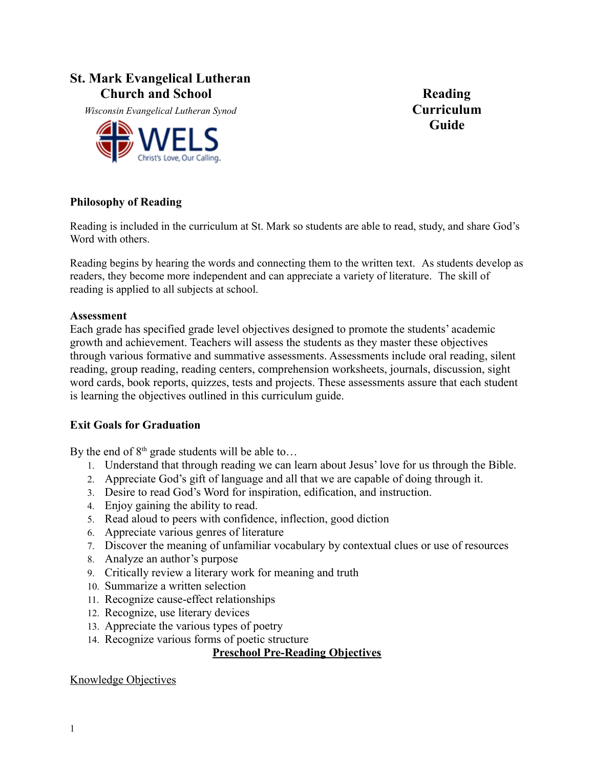# St. Mark Evangelical Lutheran Church and School

*Wisconsin Evangelical Lutheran Synod*

WELS
Christ's Love, Our Calling.

# Reading Curriculum Guide

## Philosophy of Reading

Reading is included in the curriculum at St. Mark so students are able to read, study, and share God's Word with others.

Reading begins by hearing the words and connecting them to the written text. As students develop as readers, they become more independent and can appreciate a variety of literature. The skill of reading is applied to all subjects at school.

## Assessment

Each grade has specified grade level objectives designed to promote the students' academic growth and achievement. Teachers will assess the students as they master these objectives through various formative and summative assessments. Assessments include oral reading, silent reading, group reading, reading centers, comprehension worksheets, journals, discussion, sight word cards, book reports, quizzes, tests and projects. These assessments assure that each student is learning the objectives outlined in this curriculum guide.

## Exit Goals for Graduation

By the end of 8th grade students will be able to…

1. Understand that through reading we can learn about Jesus' love for us through the Bible.
2. Appreciate God's gift of language and all that we are capable of doing through it.
3. Desire to read God's Word for inspiration, edification, and instruction.
4. Enjoy gaining the ability to read.
5. Read aloud to peers with confidence, inflection, good diction
6. Appreciate various genres of literature
7. Discover the meaning of unfamiliar vocabulary by contextual clues or use of resources
8. Analyze an author's purpose
9. Critically review a literary work for meaning and truth
10. Summarize a written selection
11. Recognize cause-effect relationships
12. Recognize, use literary devices
13. Appreciate the various types of poetry
14. Recognize various forms of poetic structure

## Preschool Pre-Reading Objectives

### Knowledge Objectives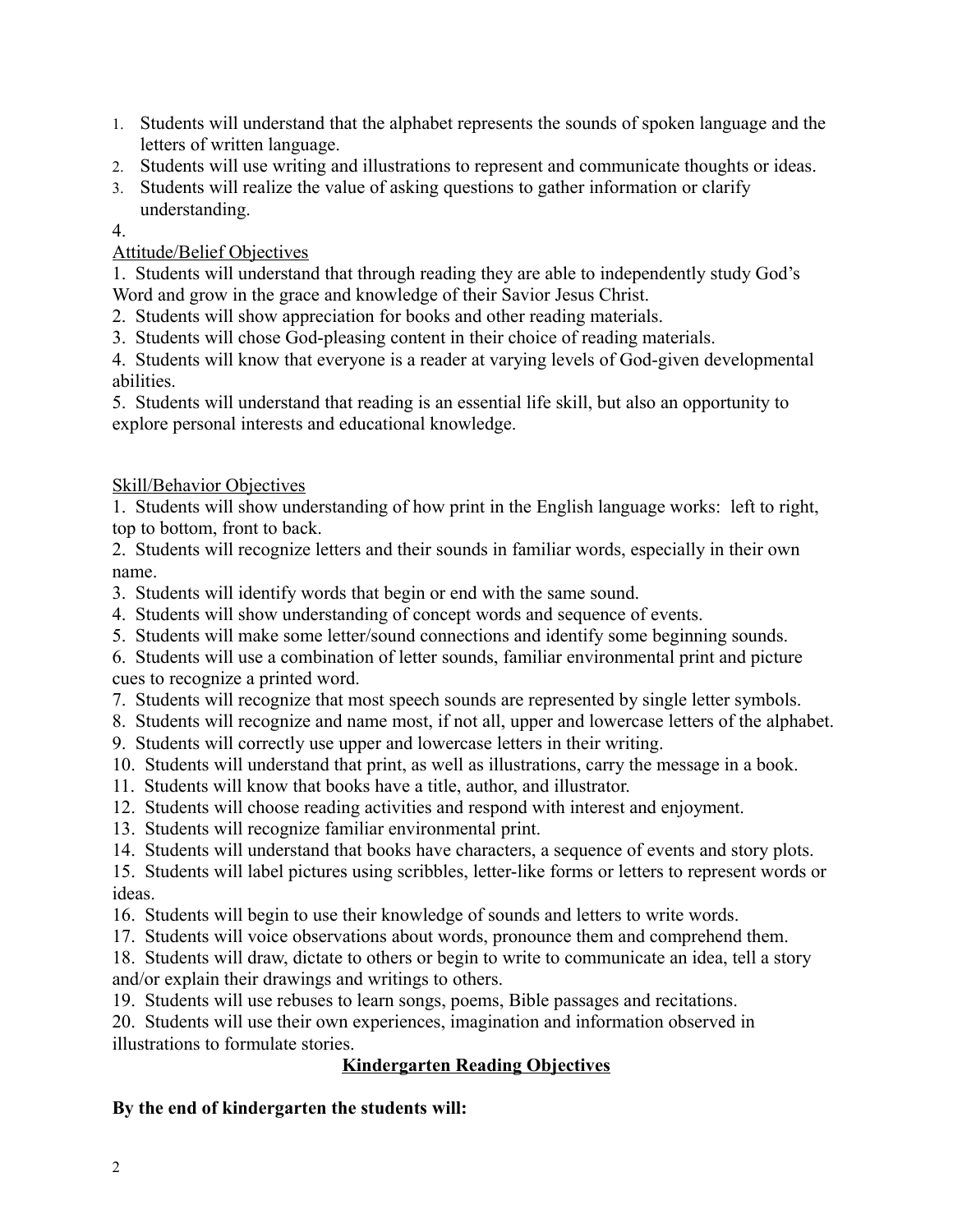1. Students will understand that the alphabet represents the sounds of spoken language and the letters of written language.
2. Students will use writing and illustrations to represent and communicate thoughts or ideas.
3. Students will realize the value of asking questions to gather information or clarify understanding.
4.

Attitude/Belief Objectives

1. Students will understand that through reading they are able to independently study God's Word and grow in the grace and knowledge of their Savior Jesus Christ.
2. Students will show appreciation for books and other reading materials.
3. Students will chose God-pleasing content in their choice of reading materials.
4. Students will know that everyone is a reader at varying levels of God-given developmental abilities.
5. Students will understand that reading is an essential life skill, but also an opportunity to explore personal interests and educational knowledge.

Skill/Behavior Objectives

1. Students will show understanding of how print in the English language works: left to right, top to bottom, front to back.
2. Students will recognize letters and their sounds in familiar words, especially in their own name.
3. Students will identify words that begin or end with the same sound.
4. Students will show understanding of concept words and sequence of events.
5. Students will make some letter/sound connections and identify some beginning sounds.
6. Students will use a combination of letter sounds, familiar environmental print and picture cues to recognize a printed word.
7. Students will recognize that most speech sounds are represented by single letter symbols.
8. Students will recognize and name most, if not all, upper and lowercase letters of the alphabet.
9. Students will correctly use upper and lowercase letters in their writing.
10. Students will understand that print, as well as illustrations, carry the message in a book.
11. Students will know that books have a title, author, and illustrator.
12. Students will choose reading activities and respond with interest and enjoyment.
13. Students will recognize familiar environmental print.
14. Students will understand that books have characters, a sequence of events and story plots.
15. Students will label pictures using scribbles, letter-like forms or letters to represent words or ideas.
16. Students will begin to use their knowledge of sounds and letters to write words.
17. Students will voice observations about words, pronounce them and comprehend them.
18. Students will draw, dictate to others or begin to write to communicate an idea, tell a story and/or explain their drawings and writings to others.
19. Students will use rebuses to learn songs, poems, Bible passages and recitations.
20. Students will use their own experiences, imagination and information observed in illustrations to formulate stories.

## Kindergarten Reading Objectives

**By the end of kindergarten the students will:**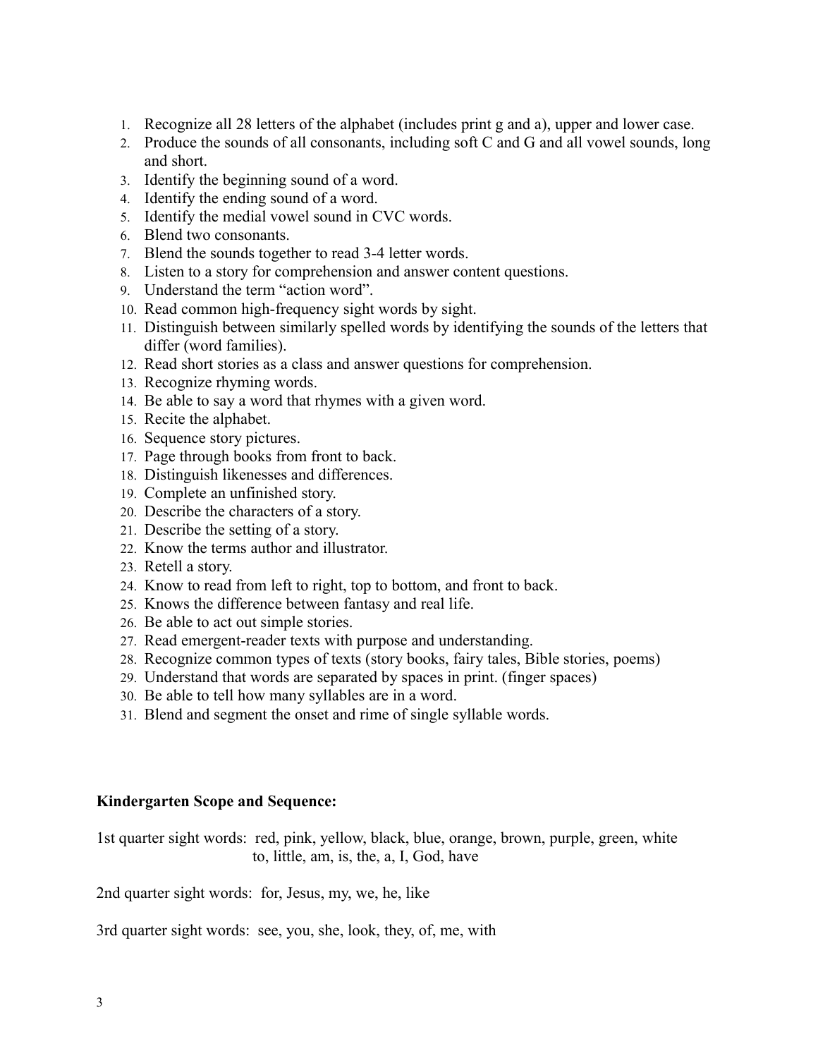1. Recognize all 28 letters of the alphabet (includes print g and a), upper and lower case.
2. Produce the sounds of all consonants, including soft C and G and all vowel sounds, long and short.
3. Identify the beginning sound of a word.
4. Identify the ending sound of a word.
5. Identify the medial vowel sound in CVC words.
6. Blend two consonants.
7. Blend the sounds together to read 3-4 letter words.
8. Listen to a story for comprehension and answer content questions.
9. Understand the term "action word".
10. Read common high-frequency sight words by sight.
11. Distinguish between similarly spelled words by identifying the sounds of the letters that differ (word families).
12. Read short stories as a class and answer questions for comprehension.
13. Recognize rhyming words.
14. Be able to say a word that rhymes with a given word.
15. Recite the alphabet.
16. Sequence story pictures.
17. Page through books from front to back.
18. Distinguish likenesses and differences.
19. Complete an unfinished story.
20. Describe the characters of a story.
21. Describe the setting of a story.
22. Know the terms author and illustrator.
23. Retell a story.
24. Know to read from left to right, top to bottom, and front to back.
25. Knows the difference between fantasy and real life.
26. Be able to act out simple stories.
27. Read emergent-reader texts with purpose and understanding.
28. Recognize common types of texts (story books, fairy tales, Bible stories, poems)
29. Understand that words are separated by spaces in print. (finger spaces)
30. Be able to tell how many syllables are in a word.
31. Blend and segment the onset and rime of single syllable words.

**Kindergarten Scope and Sequence:**

1st quarter sight words: red, pink, yellow, black, blue, orange, brown, purple, green, white
to, little, am, is, the, a, I, God, have

2nd quarter sight words: for, Jesus, my, we, he, like

3rd quarter sight words: see, you, she, look, they, of, me, with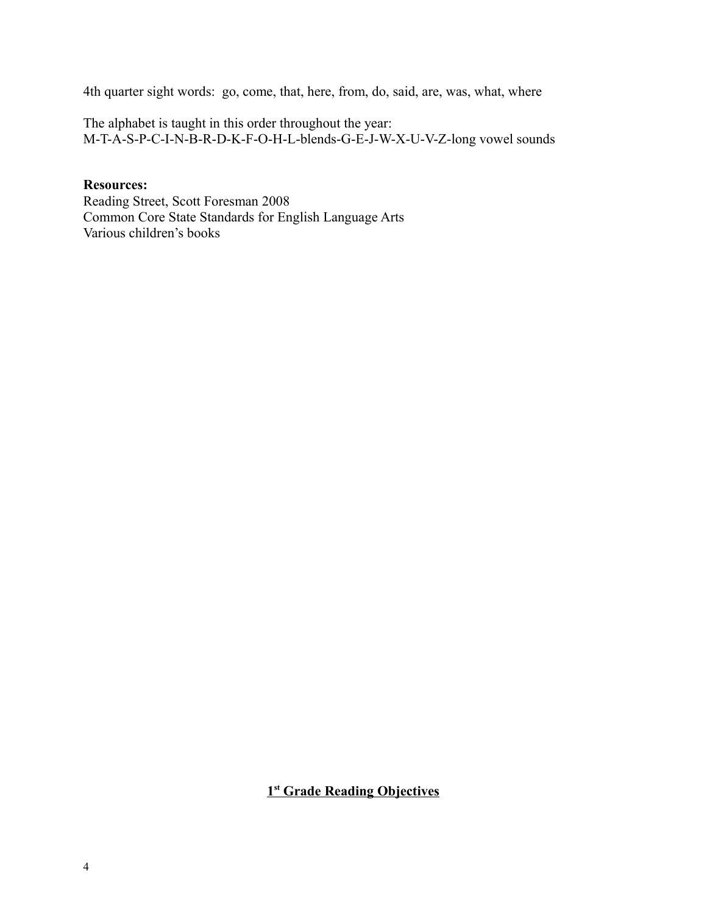4th quarter sight words: go, come, that, here, from, do, said, are, was, what, where

The alphabet is taught in this order throughout the year:
M-T-A-S-P-C-I-N-B-R-D-K-F-O-H-L-blends-G-E-J-W-X-U-V-Z-long vowel sounds

**Resources:**
Reading Street, Scott Foresman 2008
Common Core State Standards for English Language Arts
Various children's books

## 1st Grade Reading Objectives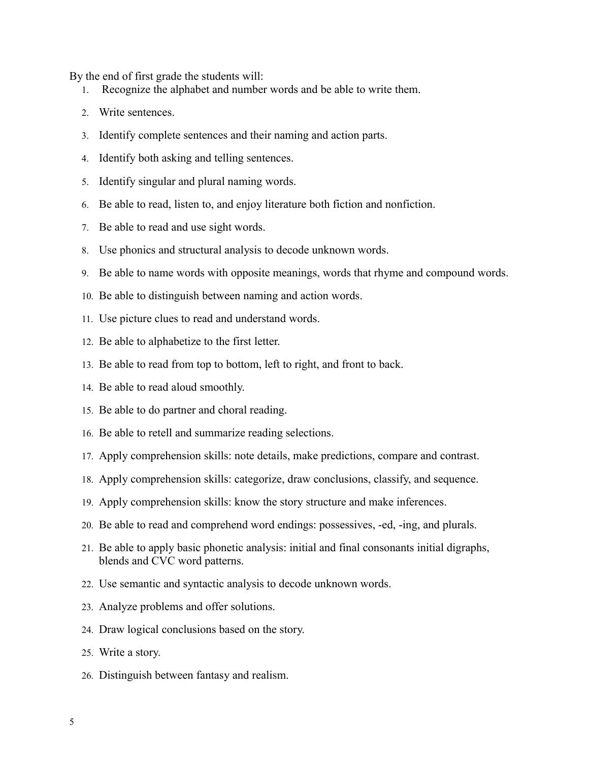By the end of first grade the students will:

1. Recognize the alphabet and number words and be able to write them.
2. Write sentences.
3. Identify complete sentences and their naming and action parts.
4. Identify both asking and telling sentences.
5. Identify singular and plural naming words.
6. Be able to read, listen to, and enjoy literature both fiction and nonfiction.
7. Be able to read and use sight words.
8. Use phonics and structural analysis to decode unknown words.
9. Be able to name words with opposite meanings, words that rhyme and compound words.
10. Be able to distinguish between naming and action words.
11. Use picture clues to read and understand words.
12. Be able to alphabetize to the first letter.
13. Be able to read from top to bottom, left to right, and front to back.
14. Be able to read aloud smoothly.
15. Be able to do partner and choral reading.
16. Be able to retell and summarize reading selections.
17. Apply comprehension skills: note details, make predictions, compare and contrast.
18. Apply comprehension skills: categorize, draw conclusions, classify, and sequence.
19. Apply comprehension skills: know the story structure and make inferences.
20. Be able to read and comprehend word endings: possessives, -ed, -ing, and plurals.
21. Be able to apply basic phonetic analysis: initial and final consonants initial digraphs, blends and CVC word patterns.
22. Use semantic and syntactic analysis to decode unknown words.
23. Analyze problems and offer solutions.
24. Draw logical conclusions based on the story.
25. Write a story.
26. Distinguish between fantasy and realism.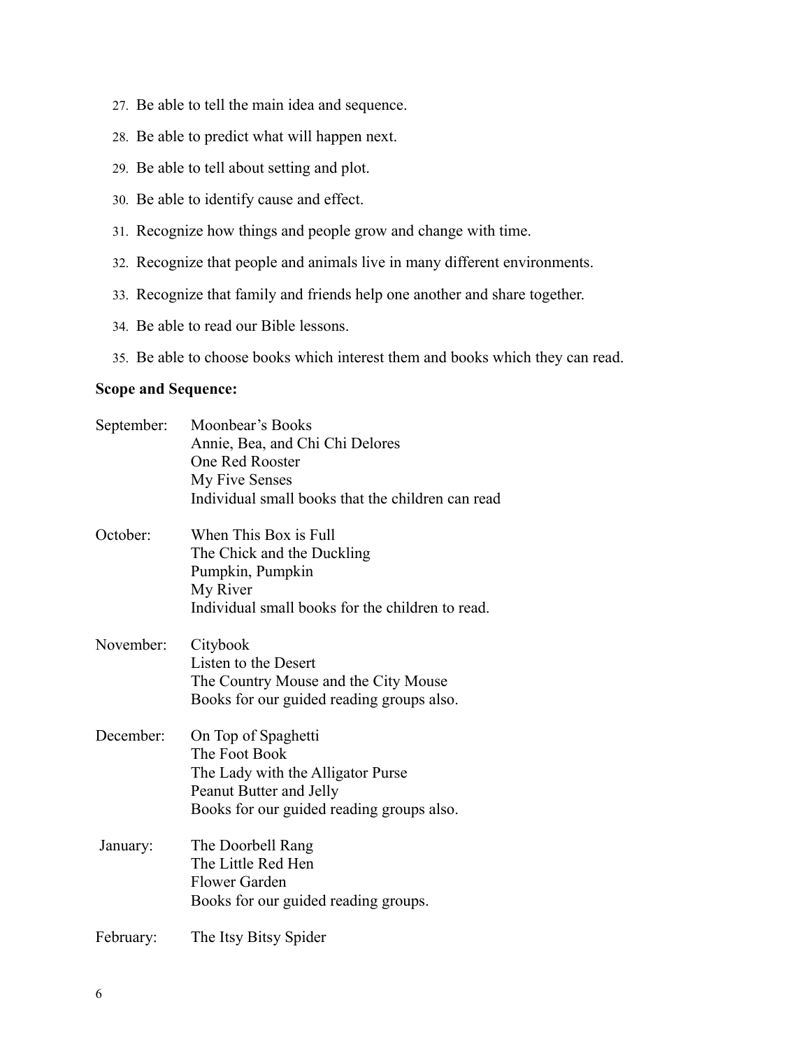27. Be able to tell the main idea and sequence.
28. Be able to predict what will happen next.
29. Be able to tell about setting and plot.
30. Be able to identify cause and effect.
31. Recognize how things and people grow and change with time.
32. Recognize that people and animals live in many different environments.
33. Recognize that family and friends help one another and share together.
34. Be able to read our Bible lessons.
35. Be able to choose books which interest them and books which they can read.

**Scope and Sequence:**

September: Moonbear's Books
Annie, Bea, and Chi Chi Delores
One Red Rooster
My Five Senses
Individual small books that the children can read

October: When This Box is Full
The Chick and the Duckling
Pumpkin, Pumpkin
My River
Individual small books for the children to read.

November: Citybook
Listen to the Desert
The Country Mouse and the City Mouse
Books for our guided reading groups also.

December: On Top of Spaghetti
The Foot Book
The Lady with the Alligator Purse
Peanut Butter and Jelly
Books for our guided reading groups also.

January: The Doorbell Rang
The Little Red Hen
Flower Garden
Books for our guided reading groups.

February: The Itsy Bitsy Spider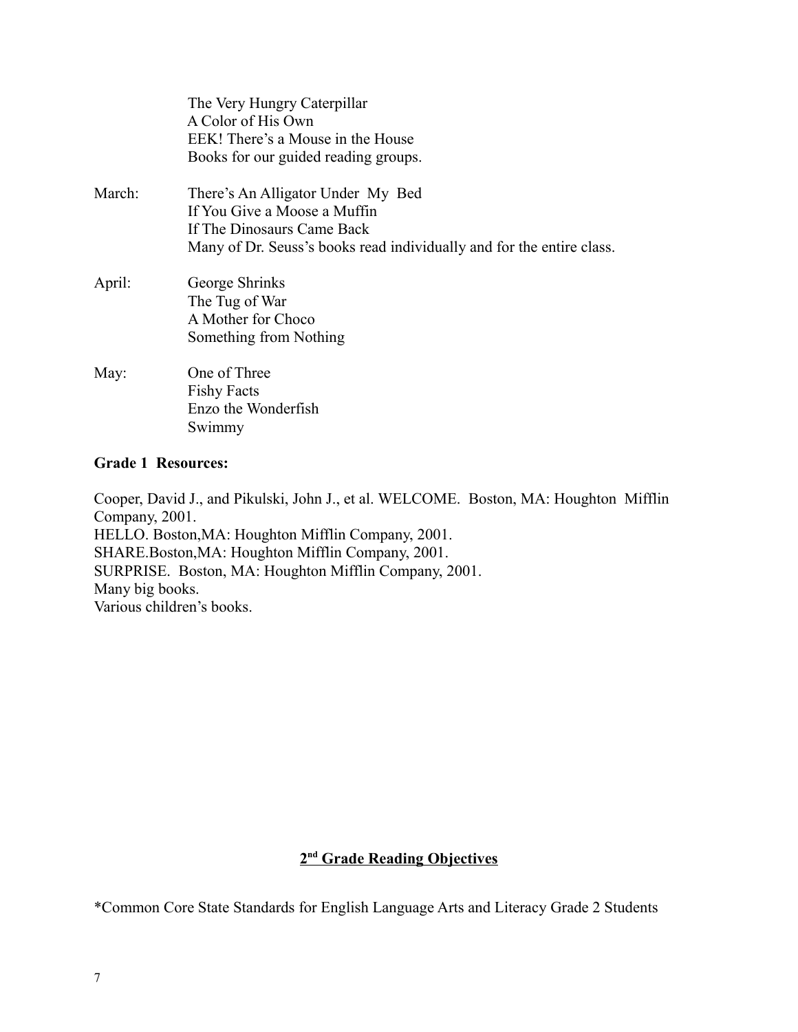The Very Hungry Caterpillar
A Color of His Own
EEK! There's a Mouse in the House
Books for our guided reading groups.

March:
There's An Alligator Under My Bed
If You Give a Moose a Muffin
If The Dinosaurs Came Back
Many of Dr. Seuss's books read individually and for the entire class.

April:
George Shrinks
The Tug of War
A Mother for Choco
Something from Nothing

May:
One of Three
Fishy Facts
Enzo the Wonderfish
Swimmy

**Grade 1 Resources:**

Cooper, David J., and Pikulski, John J., et al. WELCOME. Boston, MA: Houghton Mifflin Company, 2001.
HELLO. Boston,MA: Houghton Mifflin Company, 2001.
SHARE.Boston,MA: Houghton Mifflin Company, 2001.
SURPRISE. Boston, MA: Houghton Mifflin Company, 2001.
Many big books.
Various children's books.

## 2nd Grade Reading Objectives

*Common Core State Standards for English Language Arts and Literacy Grade 2 Students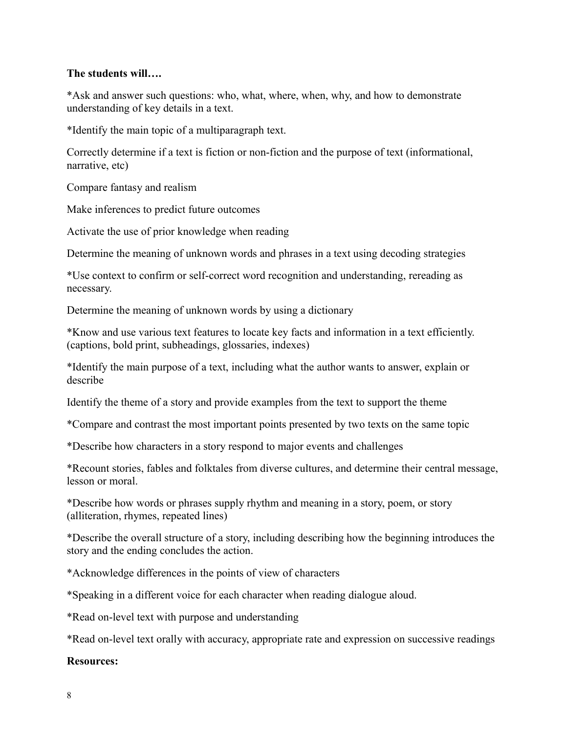**The students will….**

*Ask and answer such questions: who, what, where, when, why, and how to demonstrate understanding of key details in a text.

*Identify the main topic of a multiparagraph text.

Correctly determine if a text is fiction or non-fiction and the purpose of text (informational, narrative, etc)

Compare fantasy and realism

Make inferences to predict future outcomes

Activate the use of prior knowledge when reading

Determine the meaning of unknown words and phrases in a text using decoding strategies

*Use context to confirm or self-correct word recognition and understanding, rereading as necessary.

Determine the meaning of unknown words by using a dictionary

*Know and use various text features to locate key facts and information in a text efficiently. (captions, bold print, subheadings, glossaries, indexes)

*Identify the main purpose of a text, including what the author wants to answer, explain or describe

Identify the theme of a story and provide examples from the text to support the theme

*Compare and contrast the most important points presented by two texts on the same topic

*Describe how characters in a story respond to major events and challenges

*Recount stories, fables and folktales from diverse cultures, and determine their central message, lesson or moral.

*Describe how words or phrases supply rhythm and meaning in a story, poem, or story (alliteration, rhymes, repeated lines)

*Describe the overall structure of a story, including describing how the beginning introduces the story and the ending concludes the action.

*Acknowledge differences in the points of view of characters

*Speaking in a different voice for each character when reading dialogue aloud.

*Read on-level text with purpose and understanding

*Read on-level text orally with accuracy, appropriate rate and expression on successive readings

**Resources:**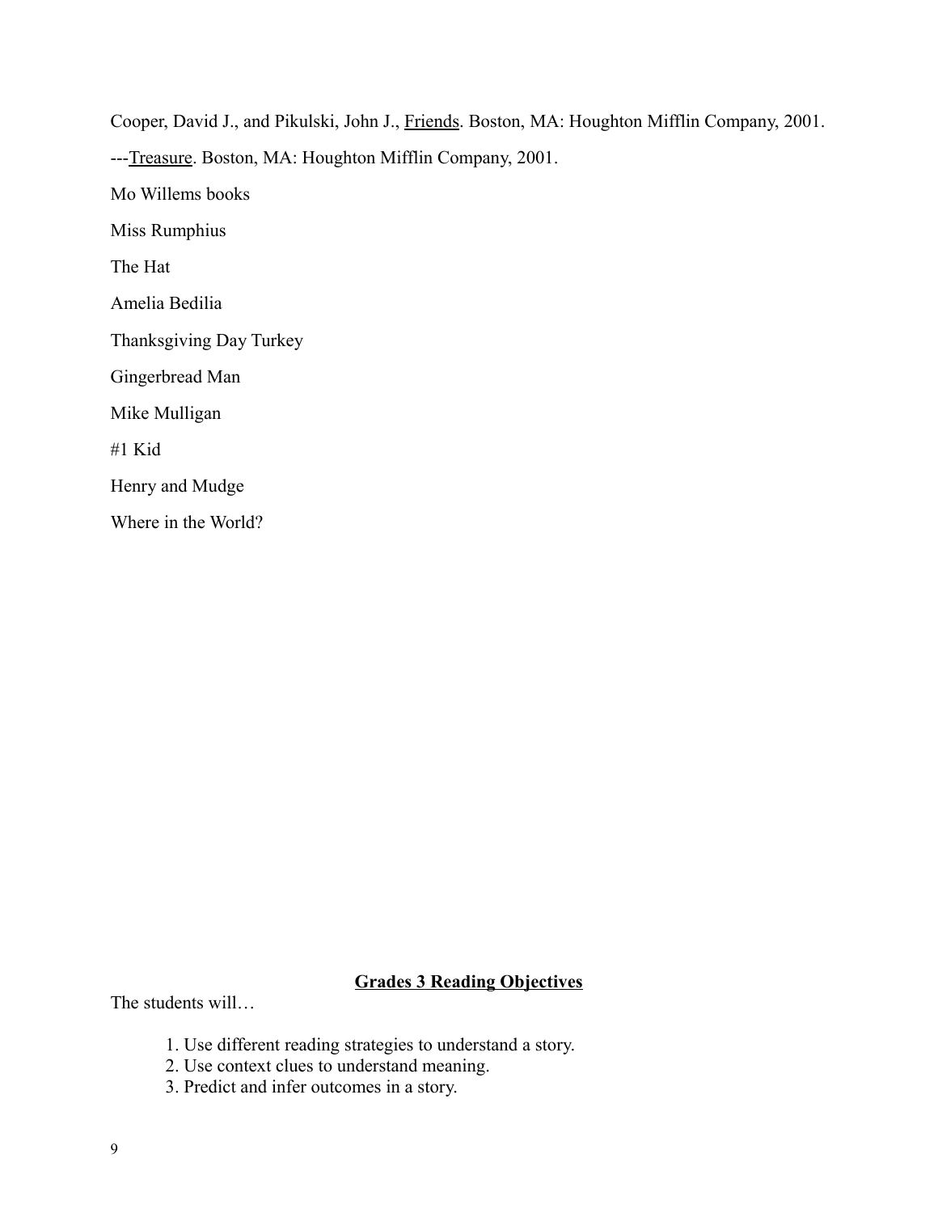Cooper, David J., and Pikulski, John J., <u>Friends</u>. Boston, MA: Houghton Mifflin Company, 2001.

---<u>Treasure</u>. Boston, MA: Houghton Mifflin Company, 2001.

Mo Willems books

Miss Rumphius

The Hat

Amelia Bedilia

Thanksgiving Day Turkey

Gingerbread Man

Mike Mulligan

#1 Kid

Henry and Mudge

Where in the World?

## Grades 3 Reading Objectives

The students will…

1. Use different reading strategies to understand a story.
2. Use context clues to understand meaning.
3. Predict and infer outcomes in a story.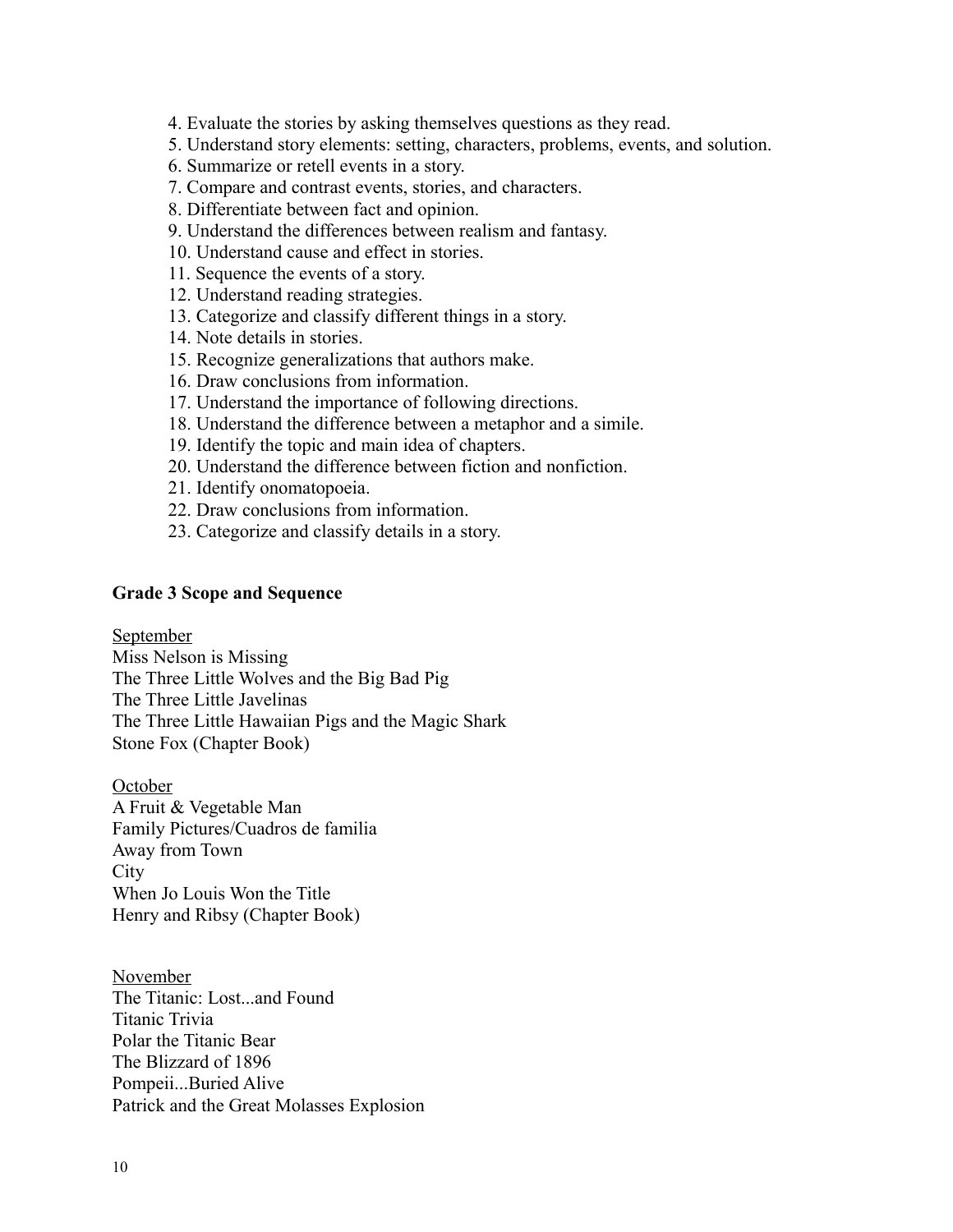4. Evaluate the stories by asking themselves questions as they read.
5. Understand story elements: setting, characters, problems, events, and solution.
6. Summarize or retell events in a story.
7. Compare and contrast events, stories, and characters.
8. Differentiate between fact and opinion.
9. Understand the differences between realism and fantasy.
10. Understand cause and effect in stories.
11. Sequence the events of a story.
12. Understand reading strategies.
13. Categorize and classify different things in a story.
14. Note details in stories.
15. Recognize generalizations that authors make.
16. Draw conclusions from information.
17. Understand the importance of following directions.
18. Understand the difference between a metaphor and a simile.
19. Identify the topic and main idea of chapters.
20. Understand the difference between fiction and nonfiction.
21. Identify onomatopoeia.
22. Draw conclusions from information.
23. Categorize and classify details in a story.

**Grade 3 Scope and Sequence**

<u>September</u>
Miss Nelson is Missing
The Three Little Wolves and the Big Bad Pig
The Three Little Javelinas
The Three Little Hawaiian Pigs and the Magic Shark
Stone Fox (Chapter Book)

<u>October</u>
A Fruit & Vegetable Man
Family Pictures/Cuadros de familia
Away from Town
City
When Jo Louis Won the Title
Henry and Ribsy (Chapter Book)

<u>November</u>
The Titanic: Lost...and Found
Titanic Trivia
Polar the Titanic Bear
The Blizzard of 1896
Pompeii...Buried Alive
Patrick and the Great Molasses Explosion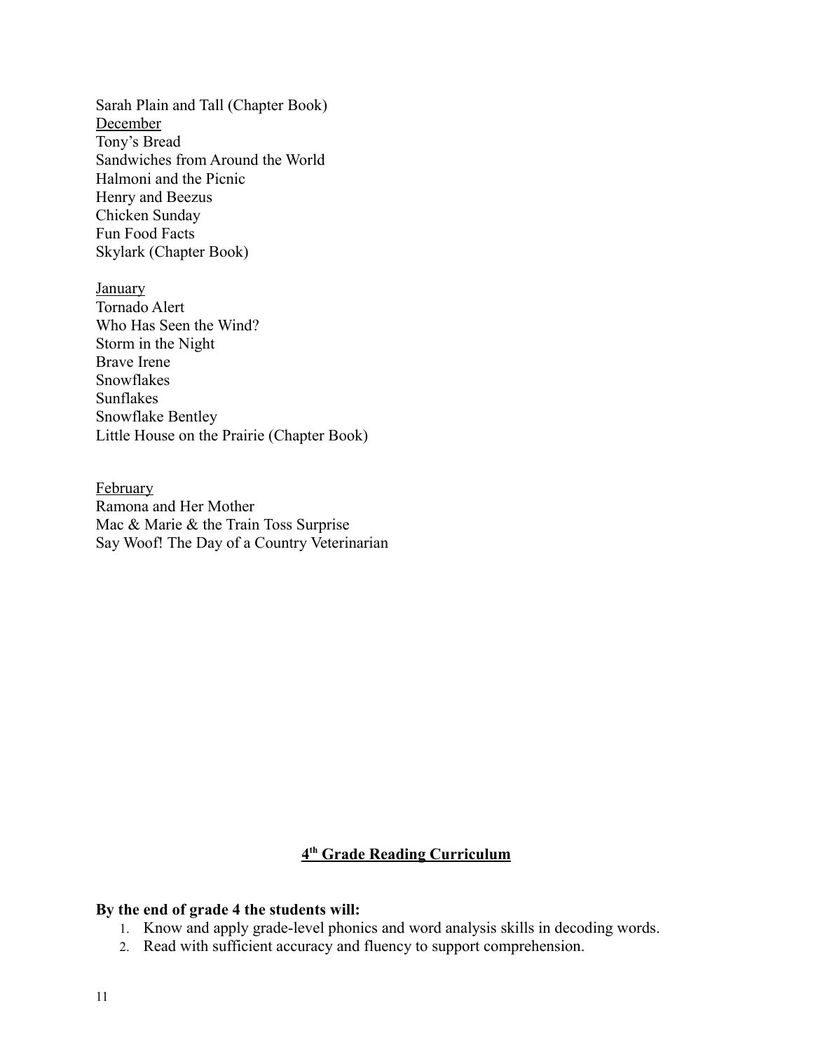Sarah Plain and Tall (Chapter Book)

<u>December</u>

Tony's Bread
Sandwiches from Around the World
Halmoni and the Picnic
Henry and Beezus
Chicken Sunday
Fun Food Facts
Skylark (Chapter Book)

<u>January</u>

Tornado Alert
Who Has Seen the Wind?
Storm in the Night
Brave Irene
Snowflakes
Sunflakes
Snowflake Bentley
Little House on the Prairie (Chapter Book)

<u>February</u>

Ramona and Her Mother
Mac & Marie & the Train Toss Surprise
Say Woof! The Day of a Country Veterinarian

## 4th Grade Reading Curriculum

**By the end of grade 4 the students will:**

1. Know and apply grade-level phonics and word analysis skills in decoding words.
2. Read with sufficient accuracy and fluency to support comprehension.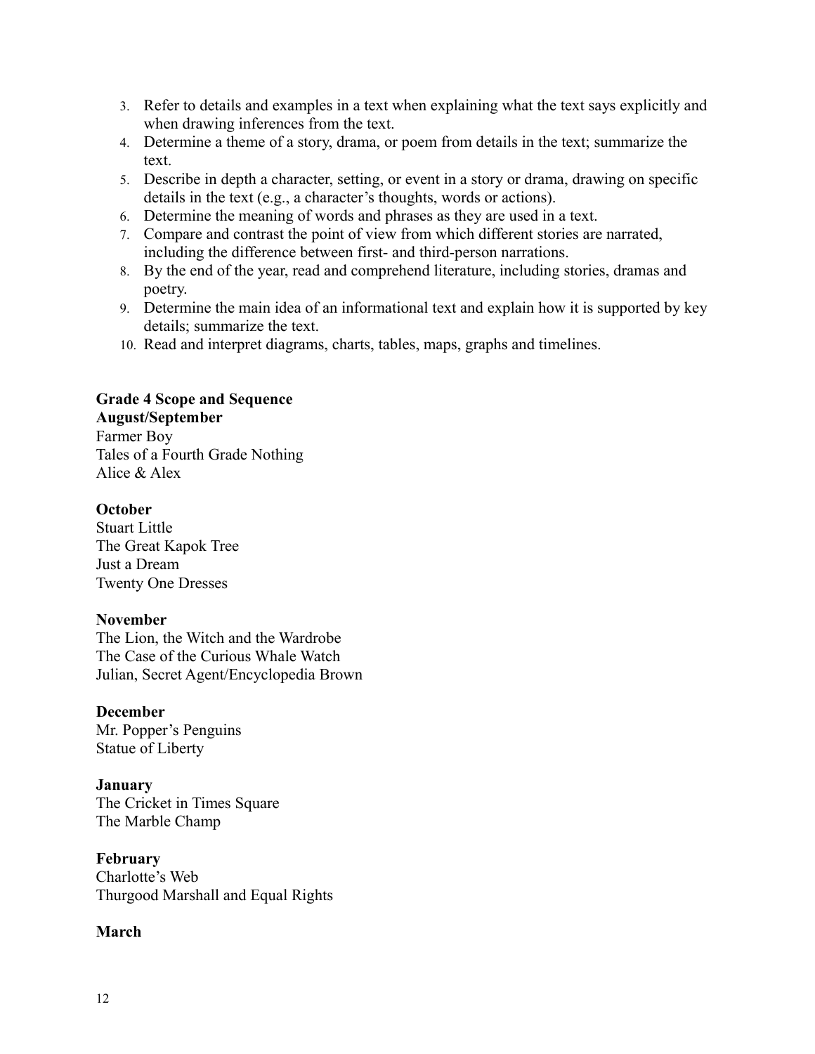3. Refer to details and examples in a text when explaining what the text says explicitly and when drawing inferences from the text.
4. Determine a theme of a story, drama, or poem from details in the text; summarize the text.
5. Describe in depth a character, setting, or event in a story or drama, drawing on specific details in the text (e.g., a character's thoughts, words or actions).
6. Determine the meaning of words and phrases as they are used in a text.
7. Compare and contrast the point of view from which different stories are narrated, including the difference between first- and third-person narrations.
8. By the end of the year, read and comprehend literature, including stories, dramas and poetry.
9. Determine the main idea of an informational text and explain how it is supported by key details; summarize the text.
10. Read and interpret diagrams, charts, tables, maps, graphs and timelines.

**Grade 4 Scope and Sequence**

**August/September**

Farmer Boy
Tales of a Fourth Grade Nothing
Alice & Alex

**October**

Stuart Little
The Great Kapok Tree
Just a Dream
Twenty One Dresses

**November**

The Lion, the Witch and the Wardrobe
The Case of the Curious Whale Watch
Julian, Secret Agent/Encyclopedia Brown

**December**

Mr. Popper's Penguins
Statue of Liberty

**January**

The Cricket in Times Square
The Marble Champ

**February**

Charlotte's Web
Thurgood Marshall and Equal Rights

**March**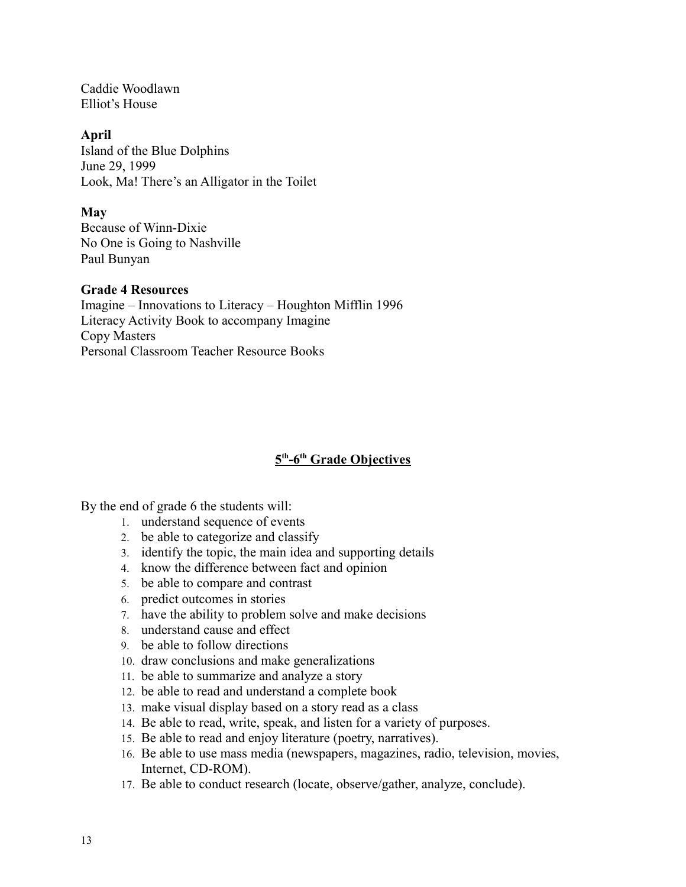Caddie Woodlawn
Elliot's House

**April**
Island of the Blue Dolphins
June 29, 1999
Look, Ma! There's an Alligator in the Toilet

**May**
Because of Winn-Dixie
No One is Going to Nashville
Paul Bunyan

**Grade 4 Resources**
Imagine – Innovations to Literacy – Houghton Mifflin 1996
Literacy Activity Book to accompany Imagine
Copy Masters
Personal Classroom Teacher Resource Books

## 5th-6th Grade Objectives

By the end of grade 6 the students will:

1. understand sequence of events
2. be able to categorize and classify
3. identify the topic, the main idea and supporting details
4. know the difference between fact and opinion
5. be able to compare and contrast
6. predict outcomes in stories
7. have the ability to problem solve and make decisions
8. understand cause and effect
9. be able to follow directions
10. draw conclusions and make generalizations
11. be able to summarize and analyze a story
12. be able to read and understand a complete book
13. make visual display based on a story read as a class
14. Be able to read, write, speak, and listen for a variety of purposes.
15. Be able to read and enjoy literature (poetry, narratives).
16. Be able to use mass media (newspapers, magazines, radio, television, movies, Internet, CD-ROM).
17. Be able to conduct research (locate, observe/gather, analyze, conclude).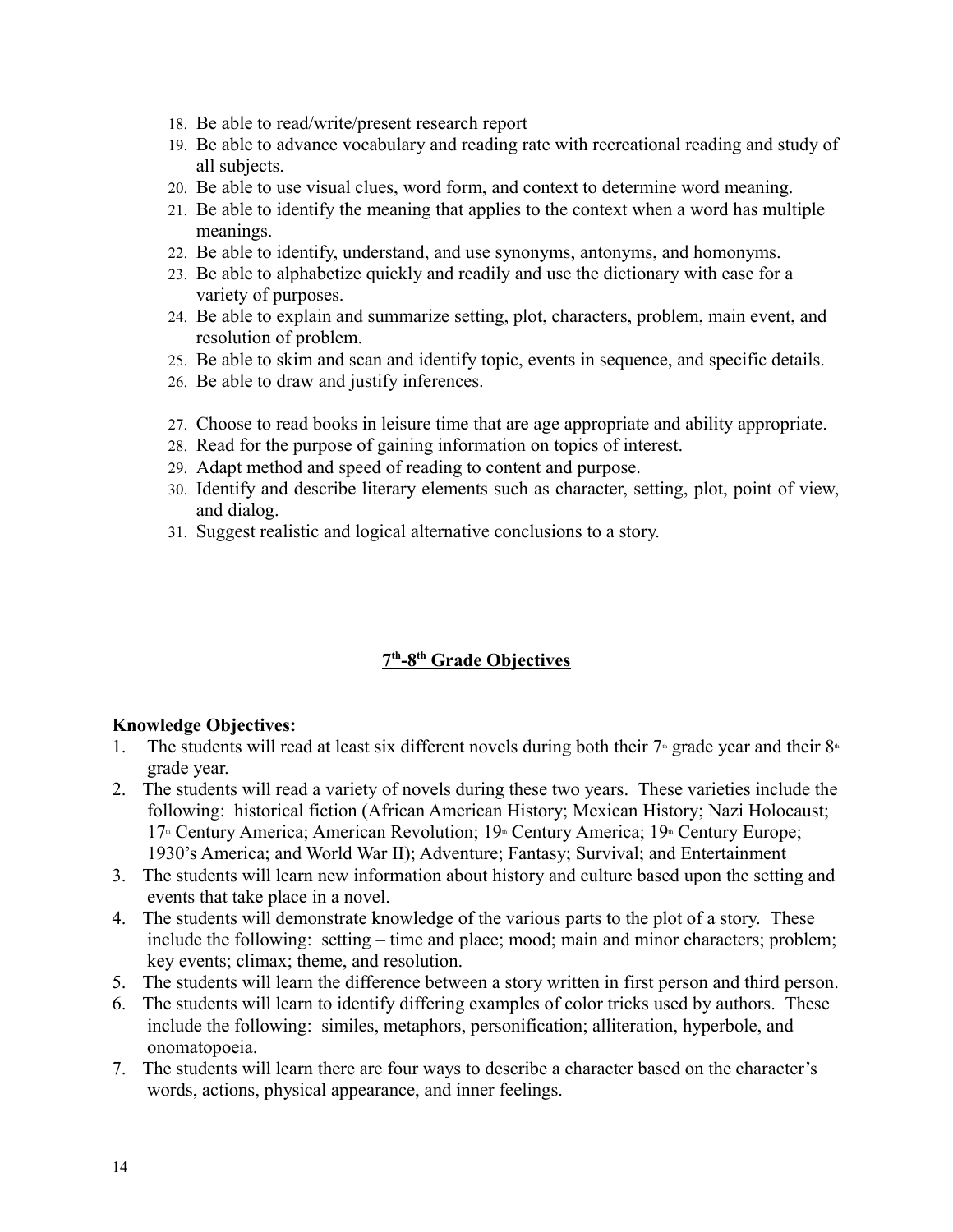18. Be able to read/write/present research report
19. Be able to advance vocabulary and reading rate with recreational reading and study of all subjects.
20. Be able to use visual clues, word form, and context to determine word meaning.
21. Be able to identify the meaning that applies to the context when a word has multiple meanings.
22. Be able to identify, understand, and use synonyms, antonyms, and homonyms.
23. Be able to alphabetize quickly and readily and use the dictionary with ease for a variety of purposes.
24. Be able to explain and summarize setting, plot, characters, problem, main event, and resolution of problem.
25. Be able to skim and scan and identify topic, events in sequence, and specific details.
26. Be able to draw and justify inferences.

27. Choose to read books in leisure time that are age appropriate and ability appropriate.
28. Read for the purpose of gaining information on topics of interest.
29. Adapt method and speed of reading to content and purpose.
30. Identify and describe literary elements such as character, setting, plot, point of view, and dialog.
31. Suggest realistic and logical alternative conclusions to a story.

## 7th-8th Grade Objectives

**Knowledge Objectives:**

1. The students will read at least six different novels during both their 7th grade year and their 8th grade year.
2. The students will read a variety of novels during these two years. These varieties include the following: historical fiction (African American History; Mexican History; Nazi Holocaust; 17th Century America; American Revolution; 19th Century America; 19th Century Europe; 1930's America; and World War II); Adventure; Fantasy; Survival; and Entertainment
3. The students will learn new information about history and culture based upon the setting and events that take place in a novel.
4. The students will demonstrate knowledge of the various parts to the plot of a story. These include the following: setting – time and place; mood; main and minor characters; problem; key events; climax; theme, and resolution.
5. The students will learn the difference between a story written in first person and third person.
6. The students will learn to identify differing examples of color tricks used by authors. These include the following: similes, metaphors, personification; alliteration, hyperbole, and onomatopoeia.
7. The students will learn there are four ways to describe a character based on the character's words, actions, physical appearance, and inner feelings.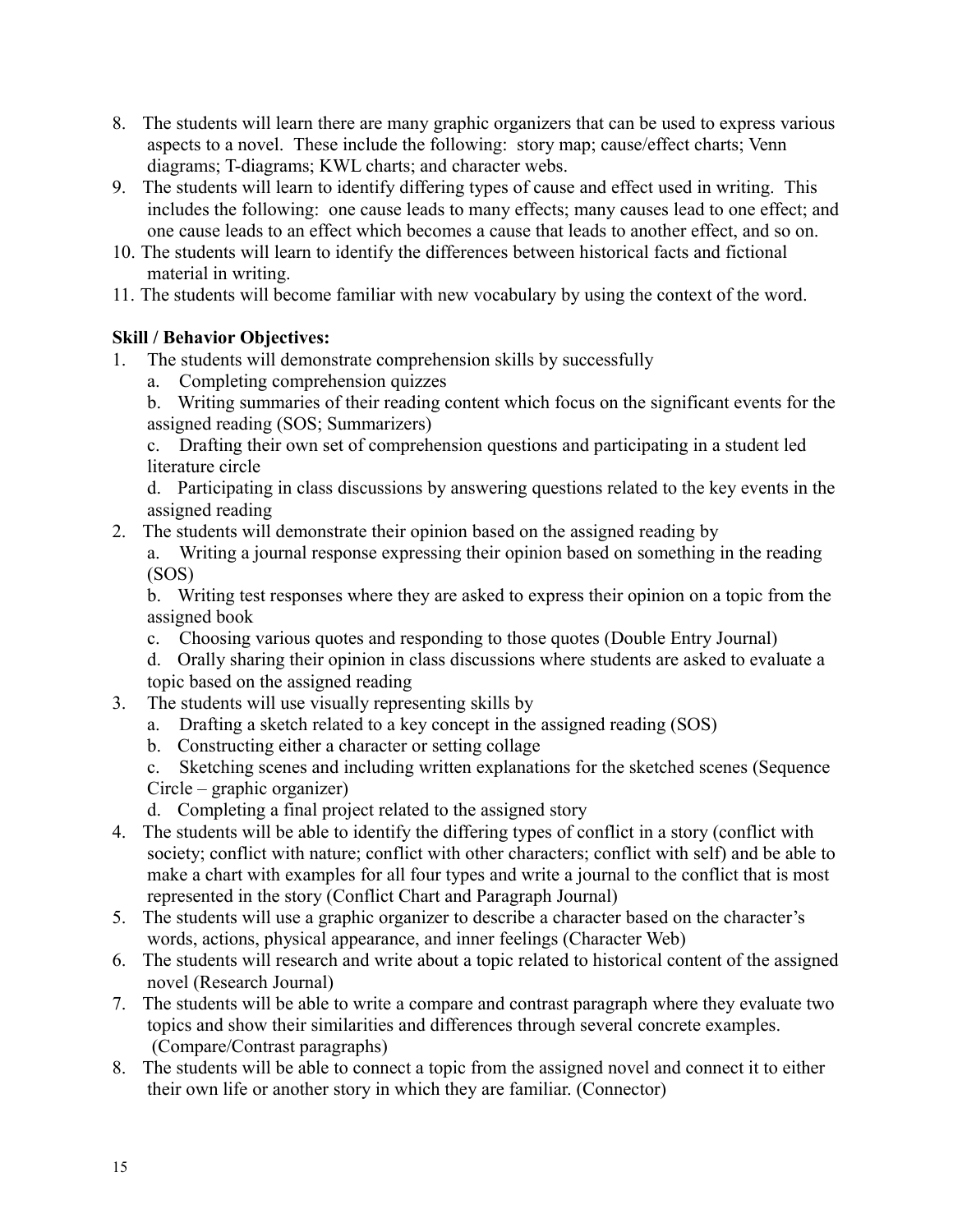8. The students will learn there are many graphic organizers that can be used to express various aspects to a novel. These include the following: story map; cause/effect charts; Venn diagrams; T-diagrams; KWL charts; and character webs.
9. The students will learn to identify differing types of cause and effect used in writing. This includes the following: one cause leads to many effects; many causes lead to one effect; and one cause leads to an effect which becomes a cause that leads to another effect, and so on.
10. The students will learn to identify the differences between historical facts and fictional material in writing.
11. The students will become familiar with new vocabulary by using the context of the word.

**Skill / Behavior Objectives:**

1. The students will demonstrate comprehension skills by successfully
   a. Completing comprehension quizzes
   b. Writing summaries of their reading content which focus on the significant events for the assigned reading (SOS; Summarizers)
   c. Drafting their own set of comprehension questions and participating in a student led literature circle
   d. Participating in class discussions by answering questions related to the key events in the assigned reading
2. The students will demonstrate their opinion based on the assigned reading by
   a. Writing a journal response expressing their opinion based on something in the reading (SOS)
   b. Writing test responses where they are asked to express their opinion on a topic from the assigned book
   c. Choosing various quotes and responding to those quotes (Double Entry Journal)
   d. Orally sharing their opinion in class discussions where students are asked to evaluate a topic based on the assigned reading
3. The students will use visually representing skills by
   a. Drafting a sketch related to a key concept in the assigned reading (SOS)
   b. Constructing either a character or setting collage
   c. Sketching scenes and including written explanations for the sketched scenes (Sequence Circle – graphic organizer)
   d. Completing a final project related to the assigned story
4. The students will be able to identify the differing types of conflict in a story (conflict with society; conflict with nature; conflict with other characters; conflict with self) and be able to make a chart with examples for all four types and write a journal to the conflict that is most represented in the story (Conflict Chart and Paragraph Journal)
5. The students will use a graphic organizer to describe a character based on the character's words, actions, physical appearance, and inner feelings (Character Web)
6. The students will research and write about a topic related to historical content of the assigned novel (Research Journal)
7. The students will be able to write a compare and contrast paragraph where they evaluate two topics and show their similarities and differences through several concrete examples. (Compare/Contrast paragraphs)
8. The students will be able to connect a topic from the assigned novel and connect it to either their own life or another story in which they are familiar. (Connector)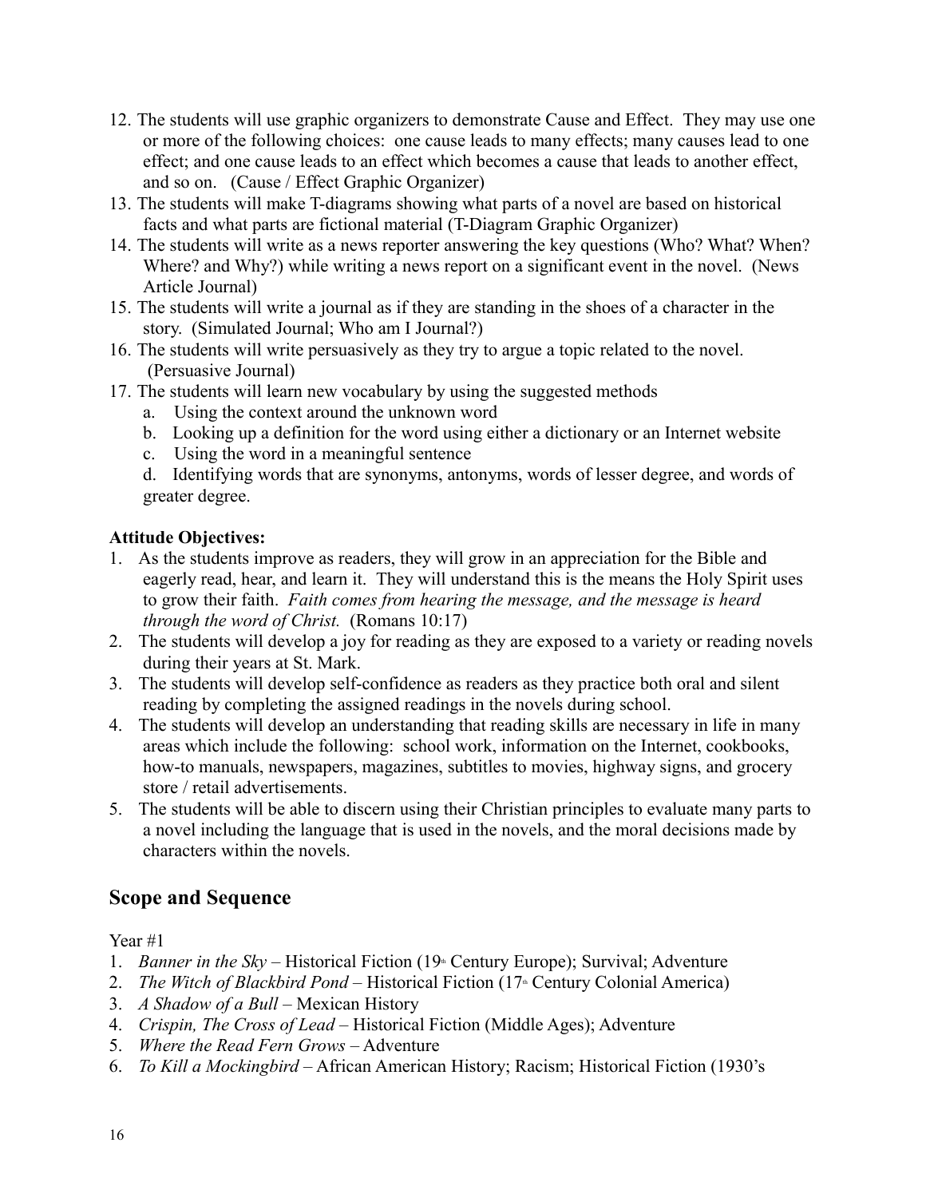12. The students will use graphic organizers to demonstrate Cause and Effect. They may use one or more of the following choices: one cause leads to many effects; many causes lead to one effect; and one cause leads to an effect which becomes a cause that leads to another effect, and so on. (Cause / Effect Graphic Organizer)
13. The students will make T-diagrams showing what parts of a novel are based on historical facts and what parts are fictional material (T-Diagram Graphic Organizer)
14. The students will write as a news reporter answering the key questions (Who? What? When? Where? and Why?) while writing a news report on a significant event in the novel. (News Article Journal)
15. The students will write a journal as if they are standing in the shoes of a character in the story. (Simulated Journal; Who am I Journal?)
16. The students will write persuasively as they try to argue a topic related to the novel. (Persuasive Journal)
17. The students will learn new vocabulary by using the suggested methods
    a. Using the context around the unknown word
    b. Looking up a definition for the word using either a dictionary or an Internet website
    c. Using the word in a meaningful sentence
    d. Identifying words that are synonyms, antonyms, words of lesser degree, and words of greater degree.

**Attitude Objectives:**

1. As the students improve as readers, they will grow in an appreciation for the Bible and eagerly read, hear, and learn it. They will understand this is the means the Holy Spirit uses to grow their faith. *Faith comes from hearing the message, and the message is heard through the word of Christ.* (Romans 10:17)
2. The students will develop a joy for reading as they are exposed to a variety or reading novels during their years at St. Mark.
3. The students will develop self-confidence as readers as they practice both oral and silent reading by completing the assigned readings in the novels during school.
4. The students will develop an understanding that reading skills are necessary in life in many areas which include the following: school work, information on the Internet, cookbooks, how-to manuals, newspapers, magazines, subtitles to movies, highway signs, and grocery store / retail advertisements.
5. The students will be able to discern using their Christian principles to evaluate many parts to a novel including the language that is used in the novels, and the moral decisions made by characters within the novels.

## Scope and Sequence

Year #1

1. *Banner in the Sky* – Historical Fiction (19th Century Europe); Survival; Adventure
2. *The Witch of Blackbird Pond* – Historical Fiction (17th Century Colonial America)
3. *A Shadow of a Bull* – Mexican History
4. *Crispin, The Cross of Lead* – Historical Fiction (Middle Ages); Adventure
5. *Where the Read Fern Grows* – Adventure
6. *To Kill a Mockingbird* – African American History; Racism; Historical Fiction (1930's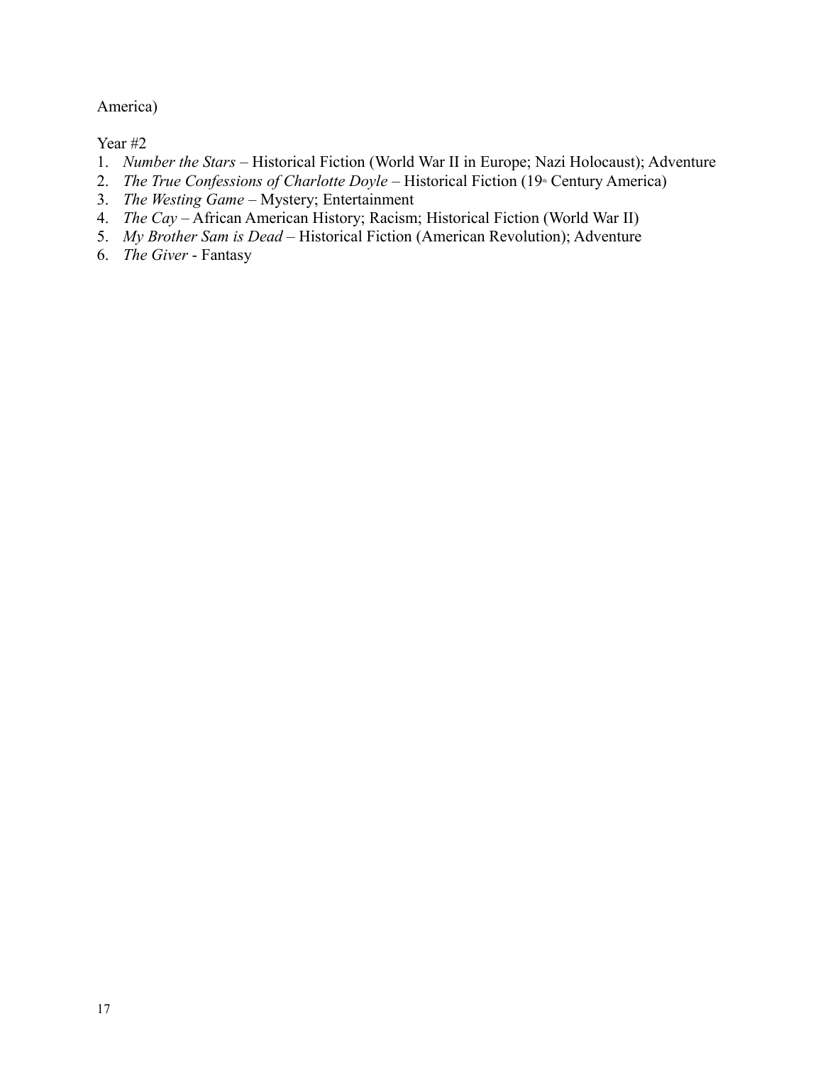America)

Year #2

1. *Number the Stars* – Historical Fiction (World War II in Europe; Nazi Holocaust); Adventure
2. *The True Confessions of Charlotte Doyle* – Historical Fiction (19th Century America)
3. *The Westing Game* – Mystery; Entertainment
4. *The Cay* – African American History; Racism; Historical Fiction (World War II)
5. *My Brother Sam is Dead* – Historical Fiction (American Revolution); Adventure
6. *The Giver* - Fantasy